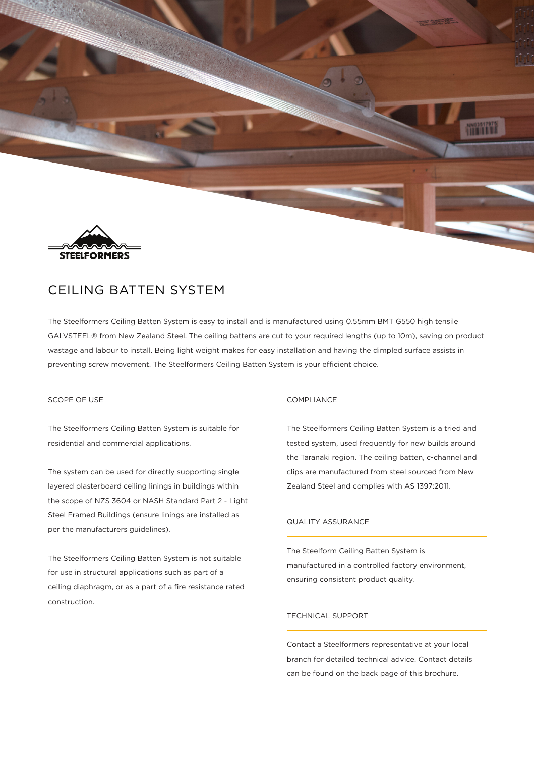STEELFORMERS

# CEILING BATTEN SYSTEM

The Steelformers Ceiling Batten System is easy to install and is manufactured using 0.55mm BMT G550 high tensile GALVSTEEL® from New Zealand Steel. The ceiling battens are cut to your required lengths (up to 10m), saving on product wastage and labour to install. Being light weight makes for easy installation and having the dimpled surface assists in preventing screw movement. The Steelformers Ceiling Batten System is your efficient choice.

## SCOPE OF USE

The Steelformers Ceiling Batten System is suitable for residential and commercial applications.

The system can be used for directly supporting single layered plasterboard ceiling linings in buildings within the scope of NZS 3604 or NASH Standard Part 2 - Light Steel Framed Buildings (ensure linings are installed as per the manufacturers guidelines).

The Steelformers Ceiling Batten System is not suitable for use in structural applications such as part of a ceiling diaphragm, or as a part of a fire resistance rated construction.

## COMPLIANCE

The Steelformers Ceiling Batten System is a tried and tested system, used frequently for new builds around the Taranaki region. The ceiling batten, c-channel and clips are manufactured from steel sourced from New Zealand Steel and complies with AS 1397:2011.

## QUALITY ASSURANCE

The Steelform Ceiling Batten System is manufactured in a controlled factory environment, ensuring consistent product quality.

## TECHNICAL SUPPORT

Contact a Steelformers representative at your local branch for detailed technical advice. Contact details can be found on the back page of this brochure.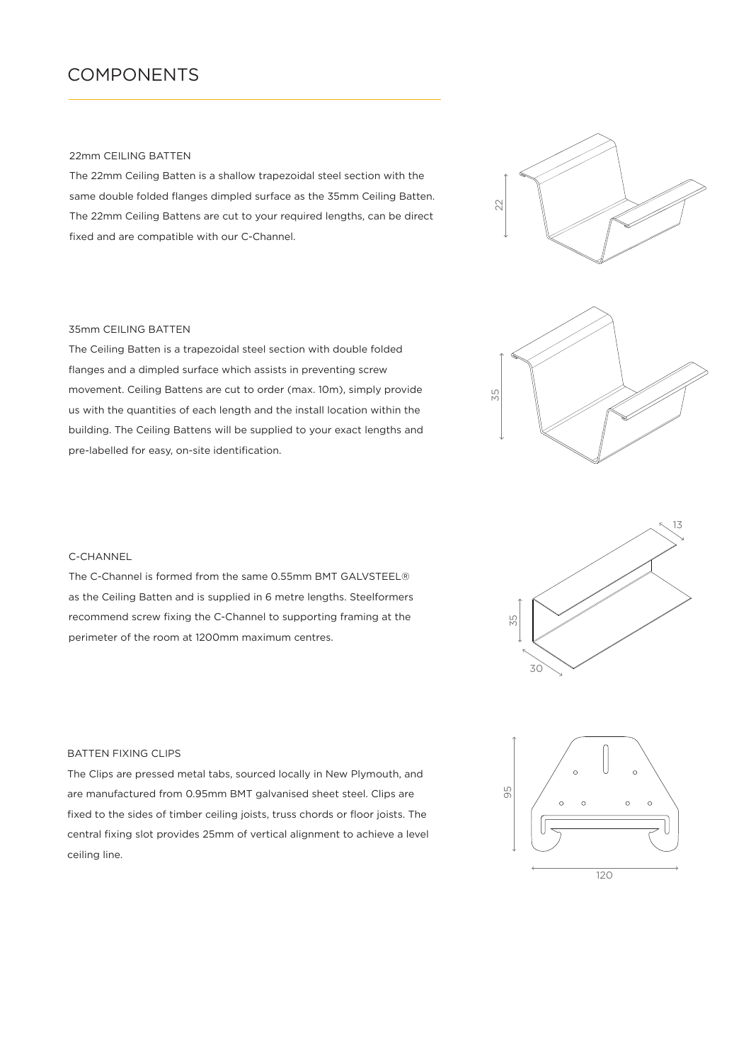# COMPONENTS

### 22mm CEILING BATTEN

The 22mm Ceiling Batten is a shallow trapezoidal steel section with the same double folded flanges dimpled surface as the 35mm Ceiling Batten. The 22mm Ceiling Battens are cut to your required lengths, can be direct fixed and are compatible with our C-Channel.

### 35mm CEILING BATTEN

The Ceiling Batten is a trapezoidal steel section with double folded flanges and a dimpled surface which assists in preventing screw movement. Ceiling Battens are cut to order (max. 10m), simply provide us with the quantities of each length and the install location within the building. The Ceiling Battens will be supplied to your exact lengths and pre-labelled for easy, on-site identification.

### C-CHANNEL

The C-Channel is formed from the same 0.55mm BMT GALVSTEEL® as the Ceiling Batten and is supplied in 6 metre lengths. Steelformers recommend screw fixing the C-Channel to supporting framing at the perimeter of the room at 1200mm maximum centres.

### BATTEN FIXING CLIPS

The Clips are pressed metal tabs, sourced locally in New Plymouth, and are manufactured from 0.95mm BMT galvanised sheet steel. Clips are fixed to the sides of timber ceiling joists, truss chords or floor joists. The central fixing slot provides 25mm of vertical alignment to achieve a level ceiling line.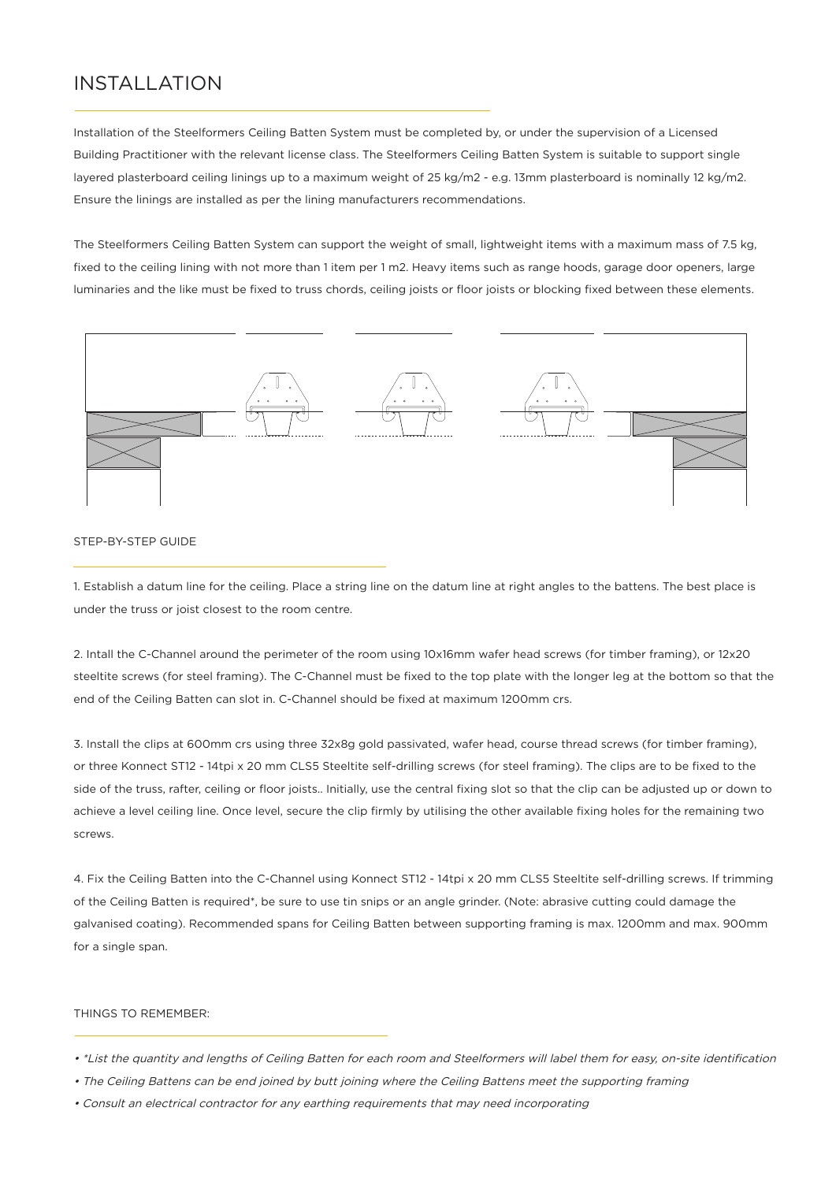# INSTALLATION

Installation of the Steelformers Ceiling Batten System must be completed by, or under the supervision of a Licensed Building Practitioner with the relevant license class. The Steelformers Ceiling Batten System is suitable to support single layered plasterboard ceiling linings up to a maximum weight of 25 kg/m2 - e.g. 13mm plasterboard is nominally 12 kg/m2. Ensure the linings are installed as per the lining manufacturers recommendations.

The Steelformers Ceiling Batten System can support the weight of small, lightweight items with a maximum mass of 7.5 kg, fixed to the ceiling lining with not more than 1 item per 1 m2. Heavy items such as range hoods, garage door openers, large luminaries and the like must be fixed to truss chords, ceiling joists or floor joists or blocking fixed between these elements.

## STEP-BY-STEP GUIDE

1. Establish a datum line for the ceiling. Place a string line on the datum line at right angles to the battens. The best place is under the truss or joist closest to the room centre.

2. Intall the C-Channel around the perimeter of the room using 10x16mm wafer head screws (for timber framing), or 12x20 steeltite screws (for steel framing). The C-Channel must be fixed to the top plate with the longer leg at the bottom so that the end of the Ceiling Batten can slot in. C-Channel should be fixed at maximum 1200mm crs.

3. Install the clips at 600mm crs using three 32x8g gold passivated, wafer head, course thread screws (for timber framing), or three Konnect ST12 - 14tpi x 20 mm CLS5 Steeltite self-drilling screws (for steel framing). The clips are to be fixed to the side of the truss, rafter, ceiling or floor joists.. Initially, use the central fixing slot so that the clip can be adjusted up or down to achieve a level ceiling line. Once level, secure the clip firmly by utilising the other available fixing holes for the remaining two screws.

4. Fix the Ceiling Batten into the C-Channel using Konnect ST12 - 14tpi x 20 mm CLS5 Steeltite self-drilling screws. If trimming of the Ceiling Batten is required*, be sure to use tin snips or an angle grinder. (Note: abrasive cutting could damage the galvanised coating). Recommended spans for Ceiling Batten between supporting framing is max. 1200mm and max. 900mm for a single span.

## THINGS TO REMEMBER:

- *\*List the quantity and lengths of Ceiling Batten for each room and Steelformers will label them for easy, on-site identification*
- *The Ceiling Battens can be end joined by butt joining where the Ceiling Battens meet the supporting framing*
- *Consult an electrical contractor for any earthing requirements that may need incorporating*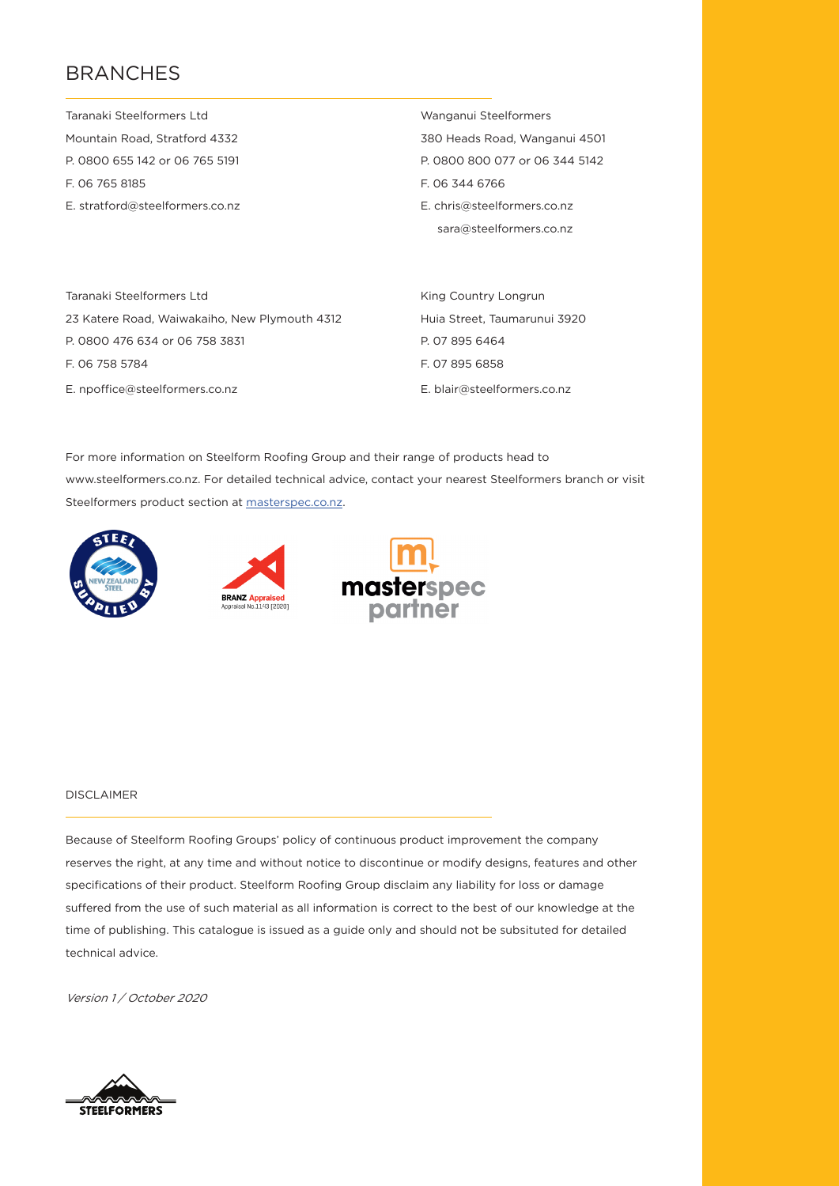# BRANCHES

Taranaki Steelformers Ltd
Mountain Road, Stratford 4332
P. 0800 655 142 or 06 765 5191
F. 06 765 8185
E. stratford@steelformers.co.nz

Wanganui Steelformers
380 Heads Road, Wanganui 4501
P. 0800 800 077 or 06 344 5142
F. 06 344 6766
E. chris@steelformers.co.nz
sara@steelformers.co.nz

Taranaki Steelformers Ltd
23 Katere Road, Waiwakaiho, New Plymouth 4312
P. 0800 476 634 or 06 758 3831
F. 06 758 5784
E. npoffice@steelformers.co.nz

King Country Longrun
Huia Street, Taumarunui 3920
P. 07 895 6464
F. 07 895 6858
E. blair@steelformers.co.nz

For more information on Steelform Roofing Group and their range of products head to www.steelformers.co.nz. For detailed technical advice, contact your nearest Steelformers branch or visit Steelformers product section at masterspec.co.nz.

STEEL SUPPLIED BY NEW ZEALAND STEEL

BRANZ Appraised
Appraisal No.1143 [2020]

masterspec partner

## DISCLAIMER

Because of Steelform Roofing Groups' policy of continuous product improvement the company reserves the right, at any time and without notice to discontinue or modify designs, features and other specifications of their product. Steelform Roofing Group disclaim any liability for loss or damage suffered from the use of such material as all information is correct to the best of our knowledge at the time of publishing. This catalogue is issued as a guide only and should not be subsituted for detailed technical advice.

*Version 1 / October 2020*

STEELFORMERS